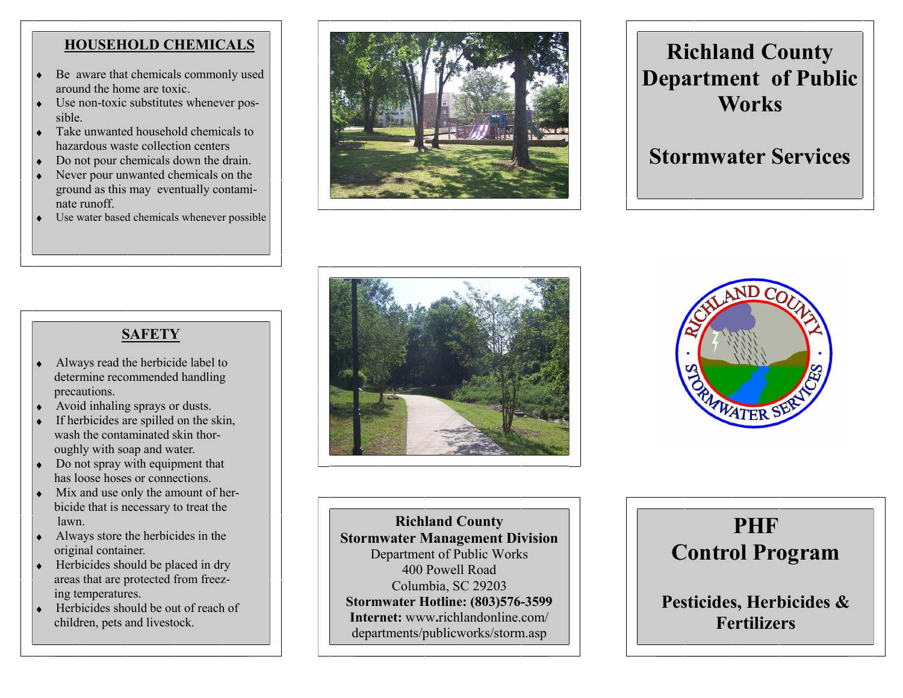## HOUSEHOLD CHEMICALS

- Be aware that chemicals commonly used around the home are toxic.
- Use non-toxic substitutes whenever possible.
- Take unwanted household chemicals to hazardous waste collection centers
- Do not pour chemicals down the drain.
- Never pour unwanted chemicals on the ground as this may eventually contaminate runoff.
- Use water based chemicals whenever possible

## SAFETY

- Always read the herbicide label to determine recommended handling precautions.
- Avoid inhaling sprays or dusts.
- If herbicides are spilled on the skin, wash the contaminated skin thoroughly with soap and water.
- Do not spray with equipment that has loose hoses or connections.
- Mix and use only the amount of herbicide that is necessary to treat the lawn.
- Always store the herbicides in the original container.
- Herbicides should be placed in dry areas that are protected from freezing temperatures.
- Herbicides should be out of reach of children, pets and livestock.

**Richland County**
**Stormwater Management Division**
Department of Public Works
400 Powell Road
Columbia, SC 29203
**Stormwater Hotline: (803)576-3599**
**Internet:** www.richlandonline.com/departments/publicworks/storm.asp

# Richland County Department of Public Works

## Stormwater Services

RICHLAND COUNTY STORMWATER SERVICES

# PHF Control Program

## Pesticides, Herbicides & Fertilizers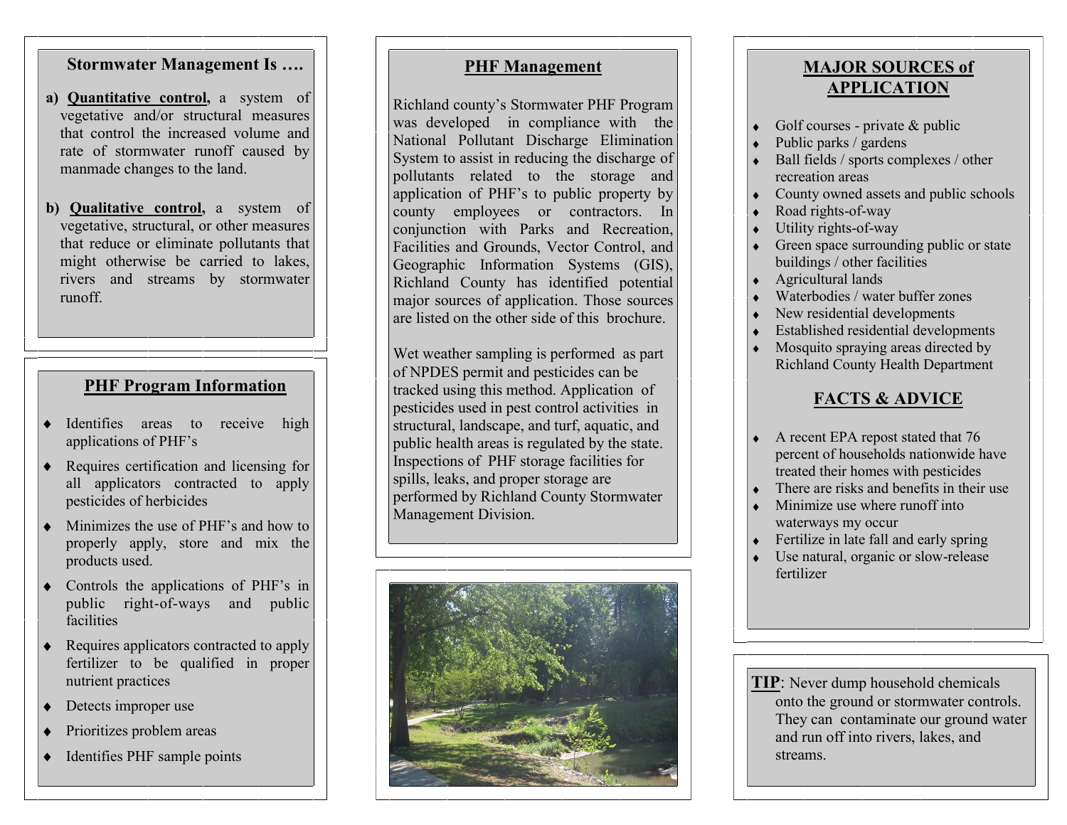## Stormwater Management Is ….

a) **Quantitative control,** a system of vegetative and/or structural measures that control the increased volume and rate of stormwater runoff caused by manmade changes to the land.

b) **Qualitative control,** a system of vegetative, structural, or other measures that reduce or eliminate pollutants that might otherwise be carried to lakes, rivers and streams by stormwater runoff.

## PHF Program Information

- Identifies areas to receive high applications of PHF's
- Requires certification and licensing for all applicators contracted to apply pesticides of herbicides
- Minimizes the use of PHF's and how to properly apply, store and mix the products used.
- Controls the applications of PHF's in public right-of-ways and public facilities
- Requires applicators contracted to apply fertilizer to be qualified in proper nutrient practices
- Detects improper use
- Prioritizes problem areas
- Identifies PHF sample points

## PHF Management

Richland county's Stormwater PHF Program was developed in compliance with the National Pollutant Discharge Elimination System to assist in reducing the discharge of pollutants related to the storage and application of PHF's to public property by county employees or contractors. In conjunction with Parks and Recreation, Facilities and Grounds, Vector Control, and Geographic Information Systems (GIS), Richland County has identified potential major sources of application. Those sources are listed on the other side of this brochure.

Wet weather sampling is performed as part of NPDES permit and pesticides can be tracked using this method. Application of pesticides used in pest control activities in structural, landscape, and turf, aquatic, and public health areas is regulated by the state. Inspections of PHF storage facilities for spills, leaks, and proper storage are performed by Richland County Stormwater Management Division.

## MAJOR SOURCES of APPLICATION

- Golf courses - private & public
- Public parks / gardens
- Ball fields / sports complexes / other recreation areas
- County owned assets and public schools
- Road rights-of-way
- Utility rights-of-way
- Green space surrounding public or state buildings / other facilities
- Agricultural lands
- Waterbodies / water buffer zones
- New residential developments
- Established residential developments
- Mosquito spraying areas directed by Richland County Health Department

## FACTS & ADVICE

- A recent EPA repost stated that 76 percent of households nationwide have treated their homes with pesticides
- There are risks and benefits in their use
- Minimize use where runoff into waterways my occur
- Fertilize in late fall and early spring
- Use natural, organic or slow-release fertilizer

**TIP**: Never dump household chemicals onto the ground or stormwater controls. They can contaminate our ground water and run off into rivers, lakes, and streams.